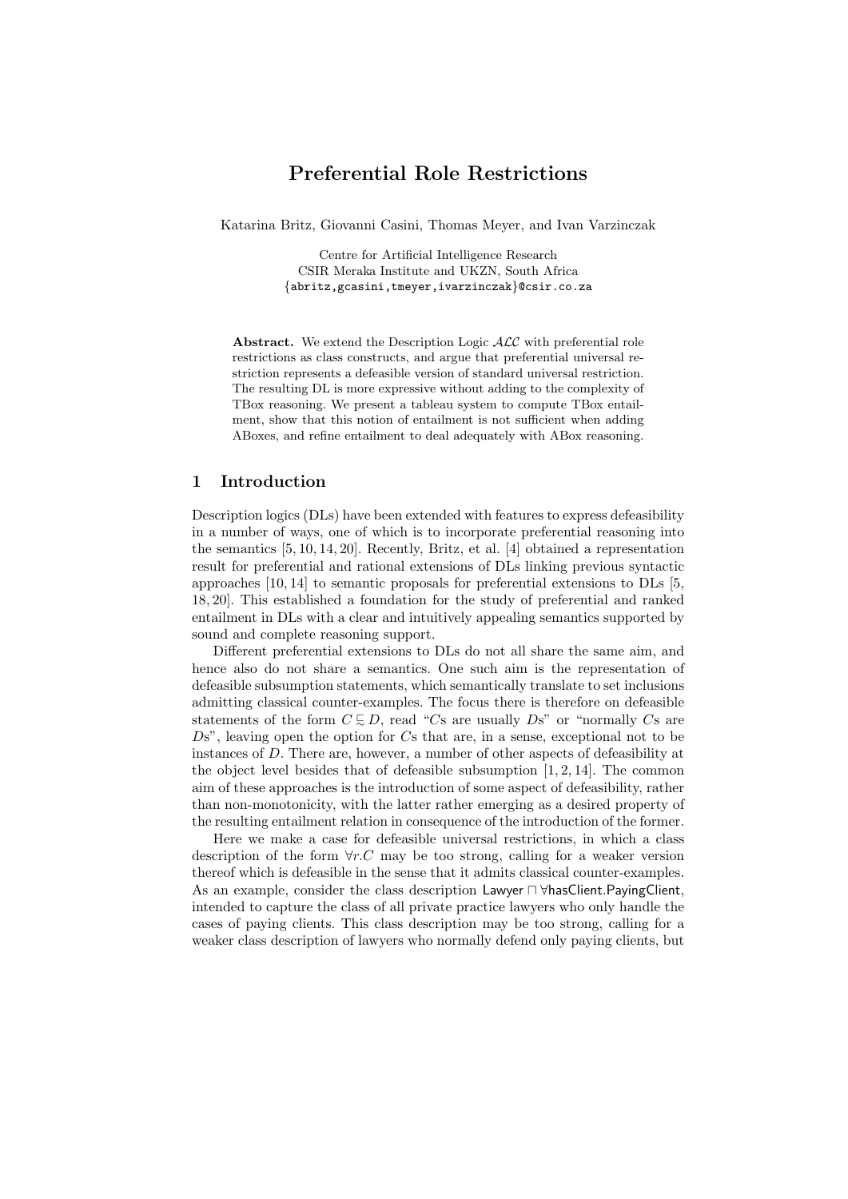# Preferential Role Restrictions

Katarina Britz, Giovanni Casini, Thomas Meyer, and Ivan Varzinczak

Centre for Artificial Intelligence Research
CSIR Meraka Institute and UKZN, South Africa
{abritz,gcasini,tmeyer,ivarzinczak}@csir.co.za

**Abstract.** We extend the Description Logic $\mathcal{ALC}$ with preferential role restrictions as class constructs, and argue that preferential universal restriction represents a defeasible version of standard universal restriction. The resulting DL is more expressive without adding to the complexity of TBox reasoning. We present a tableau system to compute TBox entailment, show that this notion of entailment is not sufficient when adding ABoxes, and refine entailment to deal adequately with ABox reasoning.

## 1 Introduction

Description logics (DLs) have been extended with features to express defeasibility in a number of ways, one of which is to incorporate preferential reasoning into the semantics [5, 10, 14, 20]. Recently, Britz, et al. [4] obtained a representation result for preferential and rational extensions of DLs linking previous syntactic approaches [10, 14] to semantic proposals for preferential extensions to DLs [5, 18, 20]. This established a foundation for the study of preferential and ranked entailment in DLs with a clear and intuitively appealing semantics supported by sound and complete reasoning support.

Different preferential extensions to DLs do not all share the same aim, and hence also do not share a semantics. One such aim is the representation of defeasible subsumption statements, which semantically translate to set inclusions admitting classical counter-examples. The focus there is therefore on defeasible statements of the form $C \precsim D$, read "$C$s are usually $D$s" or "normally $C$s are $D$s", leaving open the option for $C$s that are, in a sense, exceptional not to be instances of $D$. There are, however, a number of other aspects of defeasibility at the object level besides that of defeasible subsumption [1, 2, 14]. The common aim of these approaches is the introduction of some aspect of defeasibility, rather than non-monotonicity, with the latter rather emerging as a desired property of the resulting entailment relation in consequence of the introduction of the former.

Here we make a case for defeasible universal restrictions, in which a class description of the form $\forall r.C$ may be too strong, calling for a weaker version thereof which is defeasible in the sense that it admits classical counter-examples. As an example, consider the class description $\mathsf{Lawyer} \sqcap \forall \mathsf{hasClient}.\mathsf{PayingClient}$, intended to capture the class of all private practice lawyers who only handle the cases of paying clients. This class description may be too strong, calling for a weaker class description of lawyers who normally defend only paying clients, but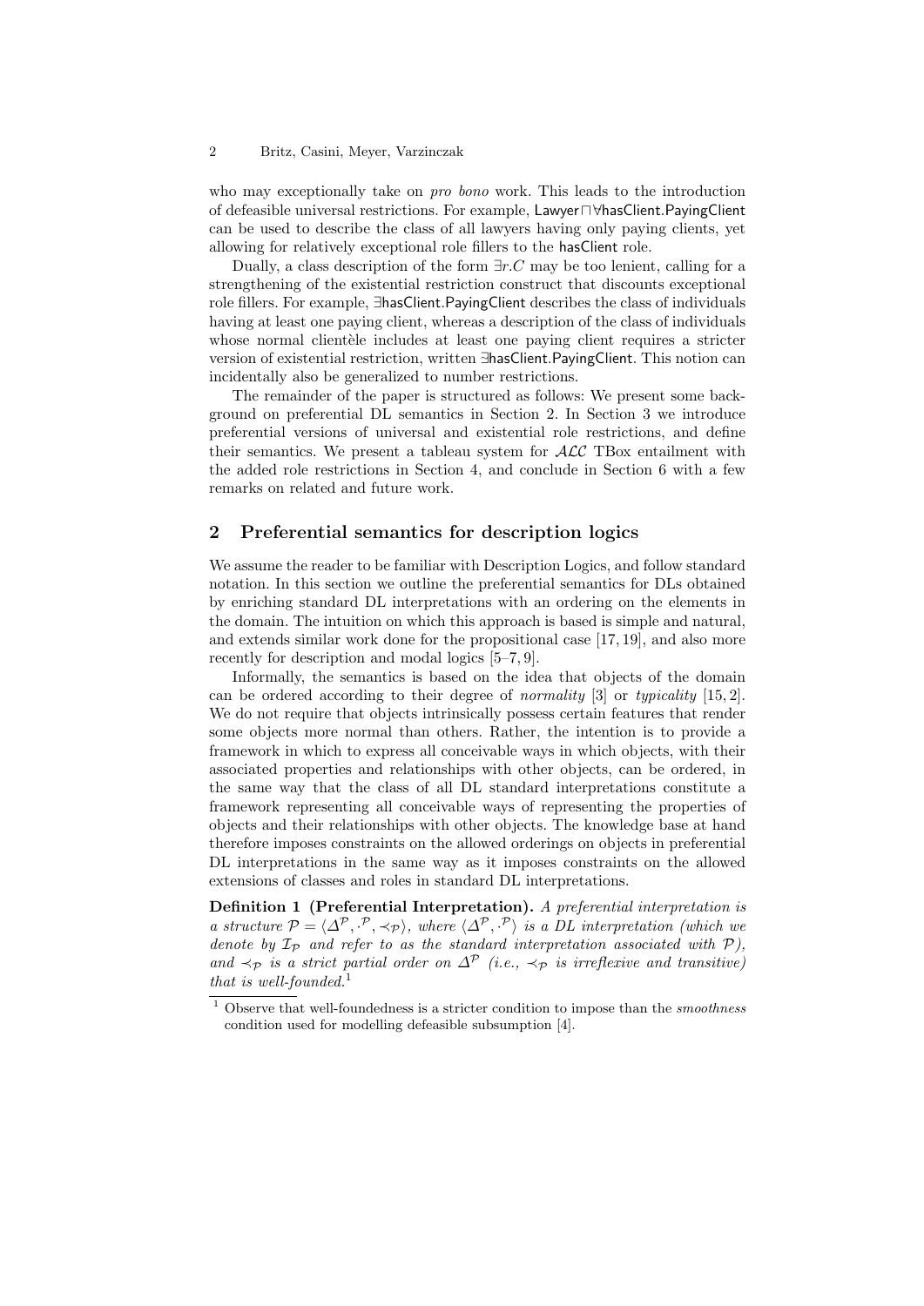who may exceptionally take on *pro bono* work. This leads to the introduction of defeasible universal restrictions. For example, $\mathsf{Lawyer} \sqcap \forall\mathsf{hasClient}.\mathsf{PayingClient}$ can be used to describe the class of all lawyers having only paying clients, yet allowing for relatively exceptional role fillers to the $\mathsf{hasClient}$ role.

Dually, a class description of the form $\exists r.C$ may be too lenient, calling for a strengthening of the existential restriction construct that discounts exceptional role fillers. For example, $\exists\mathsf{hasClient}.\mathsf{PayingClient}$ describes the class of individuals having at least one paying client, whereas a description of the class of individuals whose normal clientèle includes at least one paying client requires a stricter version of existential restriction, written $\exists\mathsf{hasClient}.\mathsf{PayingClient}$. This notion can incidentally also be generalized to number restrictions.

The remainder of the paper is structured as follows: We present some background on preferential DL semantics in Section 2. In Section 3 we introduce preferential versions of universal and existential role restrictions, and define their semantics. We present a tableau system for $\mathcal{ALC}$ TBox entailment with the added role restrictions in Section 4, and conclude in Section 6 with a few remarks on related and future work.

## 2 Preferential semantics for description logics

We assume the reader to be familiar with Description Logics, and follow standard notation. In this section we outline the preferential semantics for DLs obtained by enriching standard DL interpretations with an ordering on the elements in the domain. The intuition on which this approach is based is simple and natural, and extends similar work done for the propositional case [17, 19], and also more recently for description and modal logics [5–7, 9].

Informally, the semantics is based on the idea that objects of the domain can be ordered according to their degree of *normality* [3] or *typicality* [15, 2]. We do not require that objects intrinsically possess certain features that render some objects more normal than others. Rather, the intention is to provide a framework in which to express all conceivable ways in which objects, with their associated properties and relationships with other objects, can be ordered, in the same way that the class of all DL standard interpretations constitute a framework representing all conceivable ways of representing the properties of objects and their relationships with other objects. The knowledge base at hand therefore imposes constraints on the allowed orderings on objects in preferential DL interpretations in the same way as it imposes constraints on the allowed extensions of classes and roles in standard DL interpretations.

**Definition 1 (Preferential Interpretation).** *A preferential interpretation is a structure $\mathcal{P} = \langle \Delta^{\mathcal{P}}, \cdot^{\mathcal{P}}, \prec_{\mathcal{P}} \rangle$, where $\langle \Delta^{\mathcal{P}}, \cdot^{\mathcal{P}} \rangle$ is a DL interpretation (which we denote by $\mathcal{I}_{\mathcal{P}}$ and refer to as the standard interpretation associated with $\mathcal{P}$), and $\prec_{\mathcal{P}}$ is a strict partial order on $\Delta^{\mathcal{P}}$ (i.e., $\prec_{\mathcal{P}}$ is irreflexive and transitive) that is well-founded.*[1]

[1] Observe that well-foundedness is a stricter condition to impose than the *smoothness* condition used for modelling defeasible subsumption [4].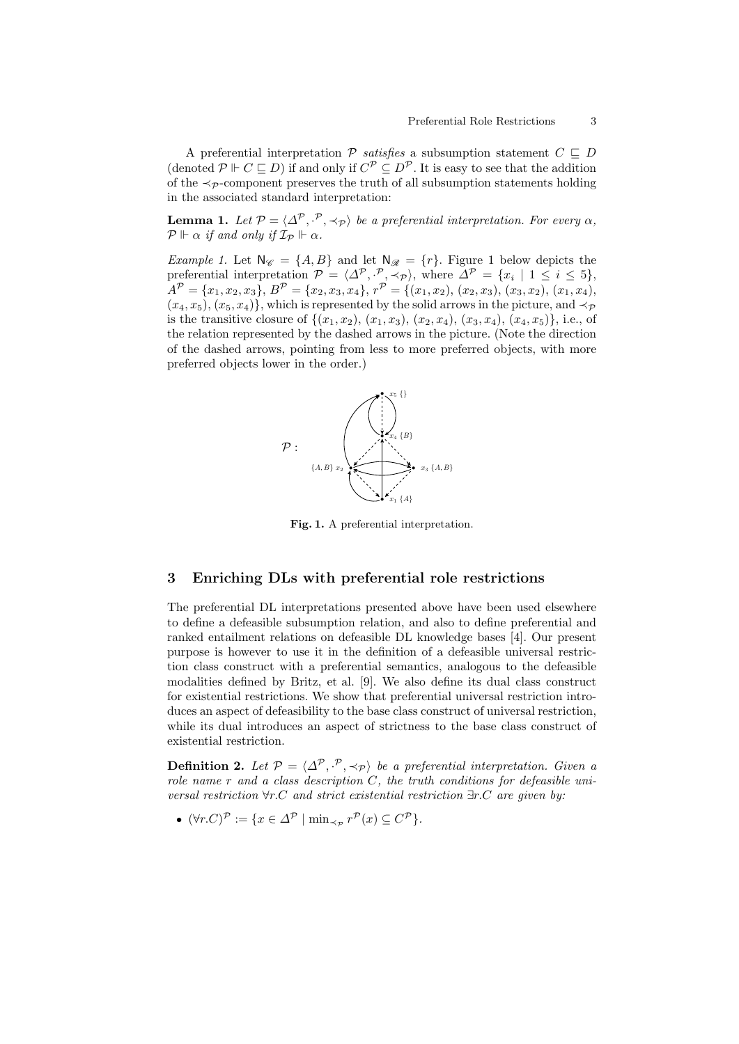A preferential interpretation $\mathcal{P}$ *satisfies* a subsumption statement $C \sqsubseteq D$ (denoted $\mathcal{P} \Vdash C \sqsubseteq D$) if and only if $C^{\mathcal{P}} \subseteq D^{\mathcal{P}}$. It is easy to see that the addition of the $\prec_{\mathcal{P}}$-component preserves the truth of all subsumption statements holding in the associated standard interpretation:

**Lemma 1.** *Let $\mathcal{P} = \langle \Delta^{\mathcal{P}}, \cdot^{\mathcal{P}}, \prec_{\mathcal{P}} \rangle$ be a preferential interpretation. For every $\alpha$, $\mathcal{P} \Vdash \alpha$ if and only if $\mathcal{I}_{\mathcal{P}} \Vdash \alpha$.*

*Example 1.* Let $\mathsf{N}_{\mathscr{C}} = \{A, B\}$ and let $\mathsf{N}_{\mathscr{R}} = \{r\}$. Figure 1 below depicts the preferential interpretation $\mathcal{P} = \langle \Delta^{\mathcal{P}}, \cdot^{\mathcal{P}}, \prec_{\mathcal{P}} \rangle$, where $\Delta^{\mathcal{P}} = \{x_i \mid 1 \leq i \leq 5\}$, $A^{\mathcal{P}} = \{x_1, x_2, x_3\}$, $B^{\mathcal{P}} = \{x_2, x_3, x_4\}$, $r^{\mathcal{P}} = \{(x_1, x_2), (x_2, x_3), (x_3, x_2), (x_1, x_4), (x_4, x_5), (x_5, x_4)\}$, which is represented by the solid arrows in the picture, and $\prec_{\mathcal{P}}$ is the transitive closure of $\{(x_1, x_2), (x_1, x_3), (x_2, x_4), (x_3, x_4), (x_4, x_5)\}$, i.e., of the relation represented by the dashed arrows in the picture. (Note the direction of the dashed arrows, pointing from less to more preferred objects, with more preferred objects lower in the order.)

**Fig. 1.** A preferential interpretation.

## 3 Enriching DLs with preferential role restrictions

The preferential DL interpretations presented above have been used elsewhere to define a defeasible subsumption relation, and also to define preferential and ranked entailment relations on defeasible DL knowledge bases [4]. Our present purpose is however to use it in the definition of a defeasible universal restriction class construct with a preferential semantics, analogous to the defeasible modalities defined by Britz, et al. [9]. We also define its dual class construct for existential restrictions. We show that preferential universal restriction introduces an aspect of defeasibility to the base class construct of universal restriction, while its dual introduces an aspect of strictness to the base class construct of existential restriction.

**Definition 2.** *Let $\mathcal{P} = \langle \Delta^{\mathcal{P}}, \cdot^{\mathcal{P}}, \prec_{\mathcal{P}} \rangle$ be a preferential interpretation. Given a role name $r$ and a class description $C$, the truth conditions for defeasible universal restriction $\forall\!\!\!\sim r.C$ and strict existential restriction $\exists\!\!\!\sim r.C$ are given by:*

- $(\forall\!\!\!\sim r.C)^{\mathcal{P}} := \{x \in \Delta^{\mathcal{P}} \mid \min_{\prec_{\mathcal{P}}} r^{\mathcal{P}}(x) \subseteq C^{\mathcal{P}}\}$.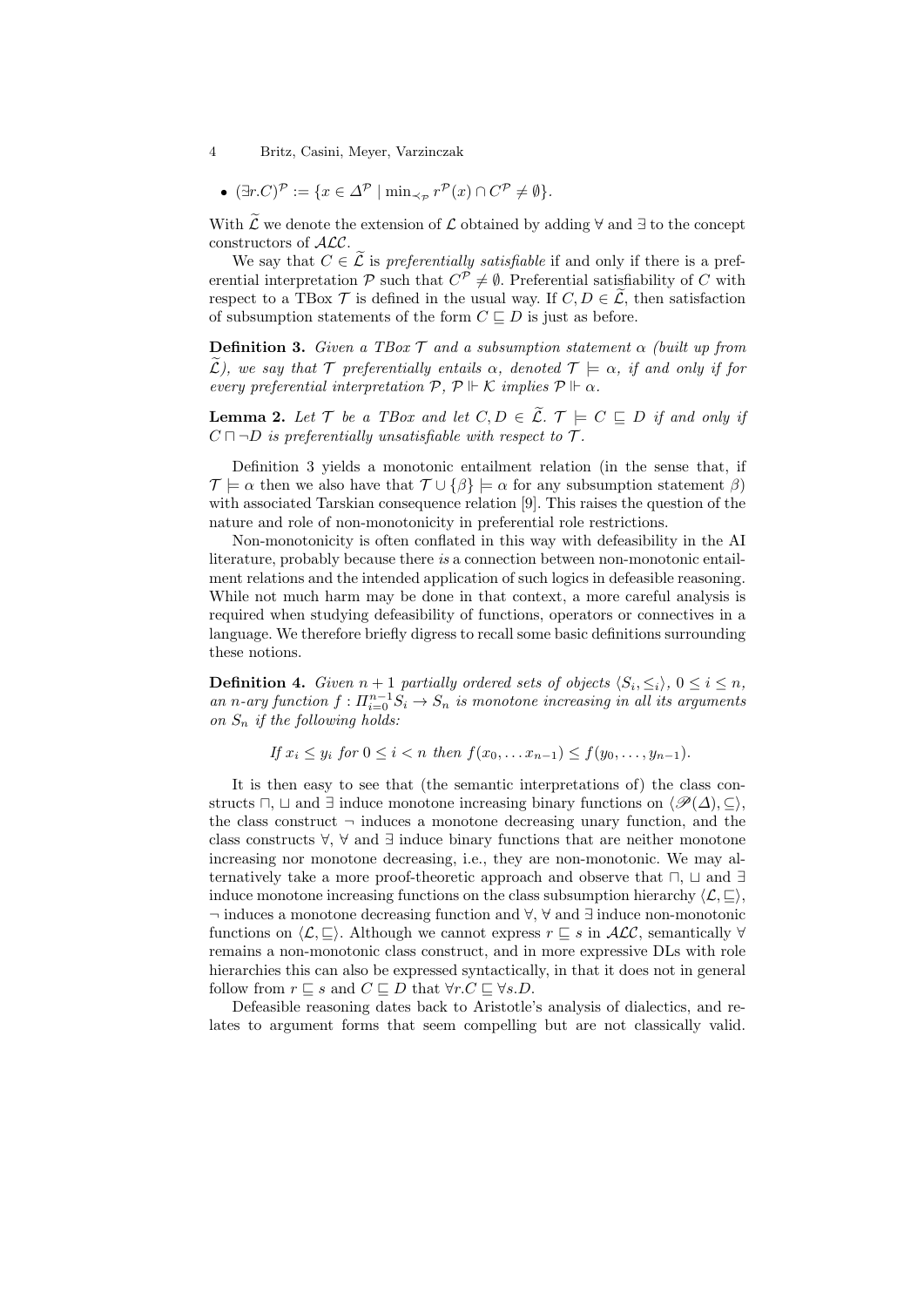- $(\exists r.C)^{\mathcal{P}} := \{x \in \Delta^{\mathcal{P}} \mid \min_{\prec_{\mathcal{P}}} r^{\mathcal{P}}(x) \cap C^{\mathcal{P}} \neq \emptyset\}$.

With $\widetilde{\mathcal{L}}$ we denote the extension of $\mathcal{L}$ obtained by adding $\forall$ and $\exists$ to the concept constructors of $\mathcal{ALC}$.

We say that $C \in \widetilde{\mathcal{L}}$ is *preferentially satisfiable* if and only if there is a preferential interpretation $\mathcal{P}$ such that $C^{\mathcal{P}} \neq \emptyset$. Preferential satisfiability of $C$ with respect to a TBox $\mathcal{T}$ is defined in the usual way. If $C, D \in \widetilde{\mathcal{L}}$, then satisfaction of subsumption statements of the form $C \sqsubseteq D$ is just as before.

**Definition 3.** *Given a TBox $\mathcal{T}$ and a subsumption statement $\alpha$ (built up from $\widetilde{\mathcal{L}}$), we say that $\mathcal{T}$ preferentially entails $\alpha$, denoted $\mathcal{T} \models \alpha$, if and only if for every preferential interpretation $\mathcal{P}$, $\mathcal{P} \Vdash \mathcal{K}$ implies $\mathcal{P} \Vdash \alpha$.*

**Lemma 2.** *Let $\mathcal{T}$ be a TBox and let $C, D \in \widetilde{\mathcal{L}}$. $\mathcal{T} \models C \sqsubseteq D$ if and only if $C \sqcap \neg D$ is preferentially unsatisfiable with respect to $\mathcal{T}$.*

Definition 3 yields a monotonic entailment relation (in the sense that, if $\mathcal{T} \models \alpha$ then we also have that $\mathcal{T} \cup \{\beta\} \models \alpha$ for any subsumption statement $\beta$) with associated Tarskian consequence relation [9]. This raises the question of the nature and role of non-monotonicity in preferential role restrictions.

Non-monotonicity is often conflated in this way with defeasibility in the AI literature, probably because there *is* a connection between non-monotonic entailment relations and the intended application of such logics in defeasible reasoning. While not much harm may be done in that context, a more careful analysis is required when studying defeasibility of functions, operators or connectives in a language. We therefore briefly digress to recall some basic definitions surrounding these notions.

**Definition 4.** *Given $n+1$ partially ordered sets of objects $\langle S_i, \leq_i \rangle$, $0 \leq i \leq n$, an $n$-ary function $f : \Pi_{i=0}^{n-1} S_i \to S_n$ is monotone increasing in all its arguments on $S_n$ if the following holds:*

$$\textit{If } x_i \leq y_i \textit{ for } 0 \leq i < n \textit{ then } f(x_0, \ldots x_{n-1}) \leq f(y_0, \ldots, y_{n-1}).$$

It is then easy to see that (the semantic interpretations of) the class constructs $\sqcap$, $\sqcup$ and $\exists$ induce monotone increasing binary functions on $\langle \mathscr{P}(\Delta), \subseteq \rangle$, the class construct $\neg$ induces a monotone decreasing unary function, and the class constructs $\forall$, $\forall$ and $\exists$ induce binary functions that are neither monotone increasing nor monotone decreasing, i.e., they are non-monotonic. We may alternatively take a more proof-theoretic approach and observe that $\sqcap$, $\sqcup$ and $\exists$ induce monotone increasing functions on the class subsumption hierarchy $\langle \mathcal{L}, \sqsubseteq \rangle$, $\neg$ induces a monotone decreasing function and $\forall$, $\forall$ and $\exists$ induce non-monotonic functions on $\langle \mathcal{L}, \sqsubseteq \rangle$. Although we cannot express $r \sqsubseteq s$ in $\mathcal{ALC}$, semantically $\forall$ remains a non-monotonic class construct, and in more expressive DLs with role hierarchies this can also be expressed syntactically, in that it does not in general follow from $r \sqsubseteq s$ and $C \sqsubseteq D$ that $\forall r.C \sqsubseteq \forall s.D$.

Defeasible reasoning dates back to Aristotle's analysis of dialectics, and relates to argument forms that seem compelling but are not classically valid.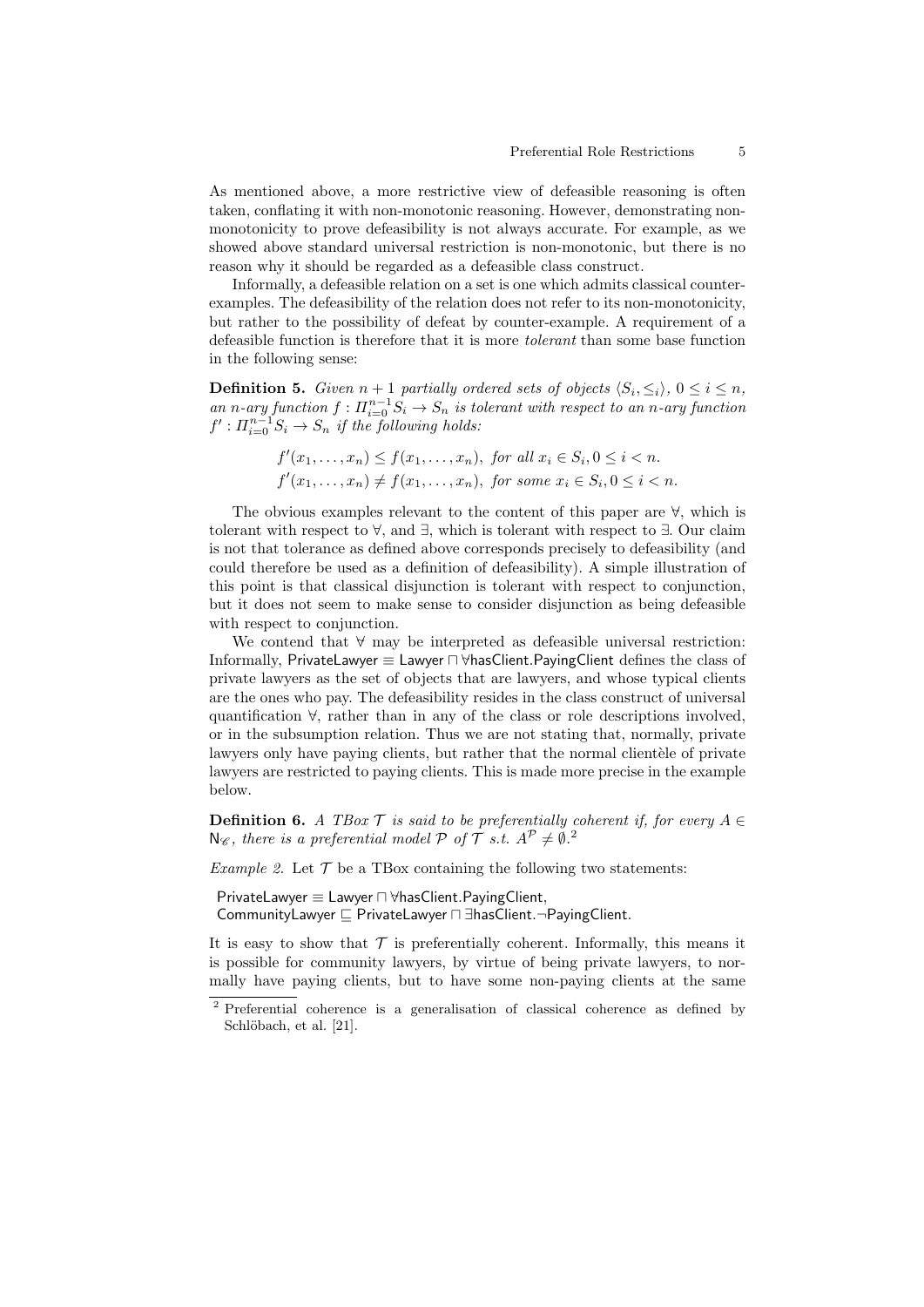As mentioned above, a more restrictive view of defeasible reasoning is often taken, conflating it with non-monotonic reasoning. However, demonstrating non-monotonicity to prove defeasibility is not always accurate. For example, as we showed above standard universal restriction is non-monotonic, but there is no reason why it should be regarded as a defeasible class construct.

Informally, a defeasible relation on a set is one which admits classical counter-examples. The defeasibility of the relation does not refer to its non-monotonicity, but rather to the possibility of defeat by counter-example. A requirement of a defeasible function is therefore that it is more *tolerant* than some base function in the following sense:

**Definition 5.** *Given $n+1$ partially ordered sets of objects $\langle S_i, \leq_i \rangle$, $0 \leq i \leq n$, an $n$-ary function $f : \Pi_{i=0}^{n-1} S_i \to S_n$ is tolerant with respect to an $n$-ary function $f' : \Pi_{i=0}^{n-1} S_i \to S_n$ if the following holds:*

$$f'(x_1, \ldots, x_n) \leq f(x_1, \ldots, x_n), \text{ for all } x_i \in S_i, 0 \leq i < n.$$
$$f'(x_1, \ldots, x_n) \neq f(x_1, \ldots, x_n), \text{ for some } x_i \in S_i, 0 \leq i < n.$$

The obvious examples relevant to the content of this paper are $\forall$, which is tolerant with respect to $\forall$, and $\exists$, which is tolerant with respect to $\exists$. Our claim is not that tolerance as defined above corresponds precisely to defeasibility (and could therefore be used as a definition of defeasibility). A simple illustration of this point is that classical disjunction is tolerant with respect to conjunction, but it does not seem to make sense to consider disjunction as being defeasible with respect to conjunction.

We contend that $\forall$ may be interpreted as defeasible universal restriction: Informally, $\mathsf{PrivateLawyer} \equiv \mathsf{Lawyer} \sqcap \forall \mathsf{hasClient}.\mathsf{PayingClient}$ defines the class of private lawyers as the set of objects that are lawyers, and whose typical clients are the ones who pay. The defeasibility resides in the class construct of universal quantification $\forall$, rather than in any of the class or role descriptions involved, or in the subsumption relation. Thus we are not stating that, normally, private lawyers only have paying clients, but rather that the normal clientèle of private lawyers are restricted to paying clients. This is made more precise in the example below.

**Definition 6.** *A TBox $\mathcal{T}$ is said to be preferentially coherent if, for every $A \in \mathsf{N}_{\mathscr{C}}$, there is a preferential model $\mathcal{P}$ of $\mathcal{T}$ s.t. $A^{\mathcal{P}} \neq \emptyset$.*[2]

*Example 2.* Let $\mathcal{T}$ be a TBox containing the following two statements:

$\mathsf{PrivateLawyer} \equiv \mathsf{Lawyer} \sqcap \forall \mathsf{hasClient}.\mathsf{PayingClient}$,
$\mathsf{CommunityLawyer} \sqsubseteq \mathsf{PrivateLawyer} \sqcap \exists \mathsf{hasClient}.\neg\mathsf{PayingClient}$.

It is easy to show that $\mathcal{T}$ is preferentially coherent. Informally, this means it is possible for community lawyers, by virtue of being private lawyers, to normally have paying clients, but to have some non-paying clients at the same

[2] Preferential coherence is a generalisation of classical coherence as defined by Schlöbach, et al. [21].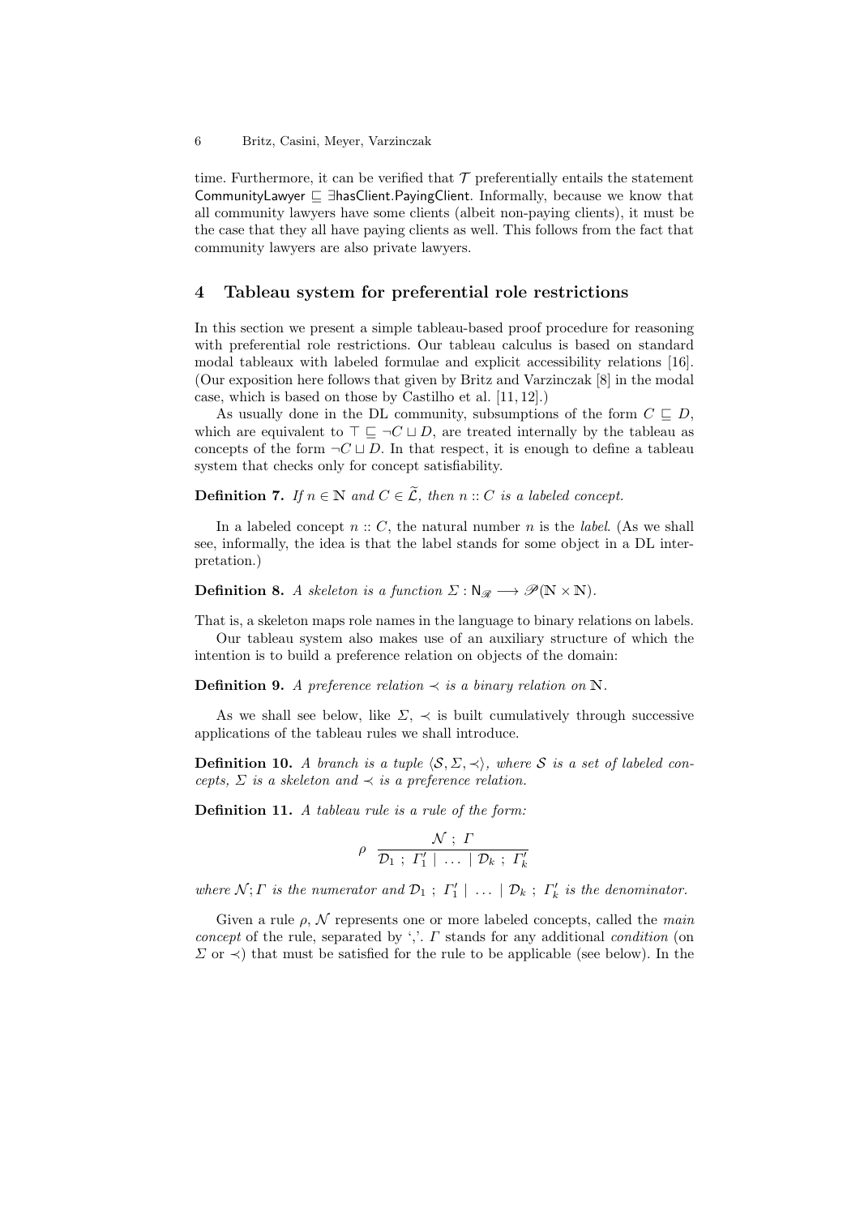time. Furthermore, it can be verified that $\mathcal{T}$ preferentially entails the statement $\mathsf{CommunityLawyer} \sqsubseteq \exists\mathsf{hasClient}.\mathsf{PayingClient}$. Informally, because we know that all community lawyers have some clients (albeit non-paying clients), it must be the case that they all have paying clients as well. This follows from the fact that community lawyers are also private lawyers.

## 4 Tableau system for preferential role restrictions

In this section we present a simple tableau-based proof procedure for reasoning with preferential role restrictions. Our tableau calculus is based on standard modal tableaux with labeled formulae and explicit accessibility relations [16]. (Our exposition here follows that given by Britz and Varzinczak [8] in the modal case, which is based on those by Castilho et al. [11, 12].)

As usually done in the DL community, subsumptions of the form $C \sqsubseteq D$, which are equivalent to $\top \sqsubseteq \neg C \sqcup D$, are treated internally by the tableau as concepts of the form $\neg C \sqcup D$. In that respect, it is enough to define a tableau system that checks only for concept satisfiability.

**Definition 7.** *If $n \in \mathbb{N}$ and $C \in \widetilde{\mathcal{L}}$, then $n :: C$ is a labeled concept.*

In a labeled concept $n :: C$, the natural number $n$ is the *label*. (As we shall see, informally, the idea is that the label stands for some object in a DL interpretation.)

**Definition 8.** *A skeleton is a function $\Sigma : \mathsf{N}_{\mathscr{R}} \longrightarrow \mathscr{P}(\mathbb{N} \times \mathbb{N})$.*

That is, a skeleton maps role names in the language to binary relations on labels.

Our tableau system also makes use of an auxiliary structure of which the intention is to build a preference relation on objects of the domain:

**Definition 9.** *A preference relation $\prec$ is a binary relation on $\mathbb{N}$.*

As we shall see below, like $\Sigma$, $\prec$ is built cumulatively through successive applications of the tableau rules we shall introduce.

**Definition 10.** *A branch is a tuple $\langle \mathcal{S}, \Sigma, \prec \rangle$, where $\mathcal{S}$ is a set of labeled concepts, $\Sigma$ is a skeleton and $\prec$ is a preference relation.*

**Definition 11.** *A tableau rule is a rule of the form:*

$$\rho \ \ \frac{\mathcal{N} \ ; \ \Gamma}{\mathcal{D}_1 \ ; \ \Gamma'_1 \ | \ \ldots \ | \ \mathcal{D}_k \ ; \ \Gamma'_k}$$

*where $\mathcal{N}; \Gamma$ is the numerator and $\mathcal{D}_1 \ ; \ \Gamma'_1 \ | \ \ldots \ | \ \mathcal{D}_k \ ; \ \Gamma'_k$ is the denominator.*

Given a rule $\rho$, $\mathcal{N}$ represents one or more labeled concepts, called the *main concept* of the rule, separated by ','. $\Gamma$ stands for any additional *condition* (on $\Sigma$ or $\prec$) that must be satisfied for the rule to be applicable (see below). In the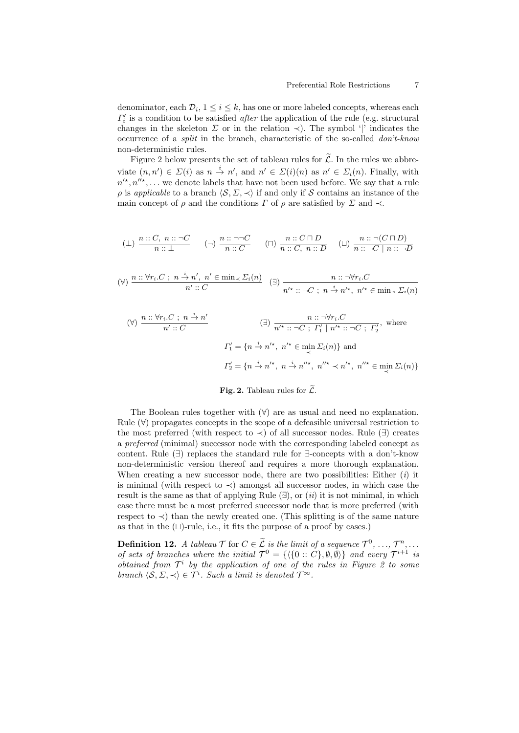denominator, each $\mathcal{D}_i$, $1 \leq i \leq k$, has one or more labeled concepts, whereas each $\Gamma_i'$ is a condition to be satisfied *after* the application of the rule (e.g. structural changes in the skeleton $\Sigma$ or in the relation $\prec$). The symbol '|' indicates the occurrence of a *split* in the branch, characteristic of the so-called *don't-know* non-deterministic rules.

Figure 2 below presents the set of tableau rules for $\widetilde{\mathcal{L}}$. In the rules we abbreviate $(n, n') \in \Sigma(i)$ as $n \xrightarrow{i} n'$, and $n' \in \Sigma(i)(n)$ as $n' \in \Sigma_i(n)$. Finally, with $n'^{\star}, n''^{\star}, \ldots$ we denote labels that have not been used before. We say that a rule $\rho$ is *applicable* to a branch $\langle \mathcal{S}, \Sigma, \prec \rangle$ if and only if $\mathcal{S}$ contains an instance of the main concept of $\rho$ and the conditions $\Gamma$ of $\rho$ are satisfied by $\Sigma$ and $\prec$.

$$(\bot)\ \frac{n :: C,\ n :: \neg C}{n :: \bot} \qquad (\neg)\ \frac{n :: \neg\neg C}{n :: C} \qquad (\sqcap)\ \frac{n :: C \sqcap D}{n :: C,\ n :: D} \qquad (\sqcup)\ \frac{n :: \neg(C \sqcap D)}{n :: \neg C \mid n :: \neg D}$$

$$(\widetilde{\forall})\ \frac{n :: \widetilde{\forall} r_i.C\ ;\ n \xrightarrow{i} n',\ n' \in \min_{\prec} \Sigma_i(n)}{n' :: C} \qquad (\widetilde{\exists})\ \frac{n :: \neg\widetilde{\forall} r_i.C}{n'^{\star} :: \neg C\ ;\ n \xrightarrow{i} n'^{\star},\ n'^{\star} \in \min_{\prec} \Sigma_i(n)}$$

$$(\forall)\ \frac{n :: \forall r_i.C\ ;\ n \xrightarrow{i} n'}{n' :: C} \qquad (\exists)\ \frac{n :: \neg\forall r_i.C}{n'^{\star} :: \neg C\ ;\ \Gamma_1' \mid n'^{\star} :: \neg C\ ;\ \Gamma_2'},\ \text{where}$$

$$\Gamma_1' = \{n \xrightarrow{i} n'^{\star},\ n'^{\star} \in \min_{\prec} \Sigma_i(n)\}\ \text{and}$$

$$\Gamma_2' = \{n \xrightarrow{i} n'^{\star},\ n \xrightarrow{i} n''^{\star},\ n''^{\star} \prec n'^{\star},\ n''^{\star} \in \min_{\prec} \Sigma_i(n)\}$$

**Fig. 2.** Tableau rules for $\widetilde{\mathcal{L}}$.

The Boolean rules together with $(\forall)$ are as usual and need no explanation. Rule $(\widetilde{\forall})$ propagates concepts in the scope of a defeasible universal restriction to the most preferred (with respect to $\prec$) of all successor nodes. Rule $(\widetilde{\exists})$ creates a *preferred* (minimal) successor node with the corresponding labeled concept as content. Rule $(\exists)$ replaces the standard rule for $\exists$-concepts with a don't-know non-deterministic version thereof and requires a more thorough explanation. When creating a new successor node, there are two possibilities: Either $(i)$ it is minimal (with respect to $\prec$) amongst all successor nodes, in which case the result is the same as that of applying Rule $(\widetilde{\exists})$, or $(ii)$ it is not minimal, in which case there must be a most preferred successor node that is more preferred (with respect to $\prec$) than the newly created one. (This splitting is of the same nature as that in the $(\sqcup)$-rule, i.e., it fits the purpose of a proof by cases.)

**Definition 12.** *A tableau $\mathcal{T}$ for $C \in \widetilde{\mathcal{L}}$ is the limit of a sequence $\mathcal{T}^0, \ldots, \mathcal{T}^n, \ldots$ of sets of branches where the initial $\mathcal{T}^0 = \{\langle \{0 :: C\}, \emptyset, \emptyset \rangle\}$ and every $\mathcal{T}^{i+1}$ is obtained from $\mathcal{T}^i$ by the application of one of the rules in Figure 2 to some branch $\langle \mathcal{S}, \Sigma, \prec \rangle \in \mathcal{T}^i$. Such a limit is denoted $\mathcal{T}^{\infty}$.*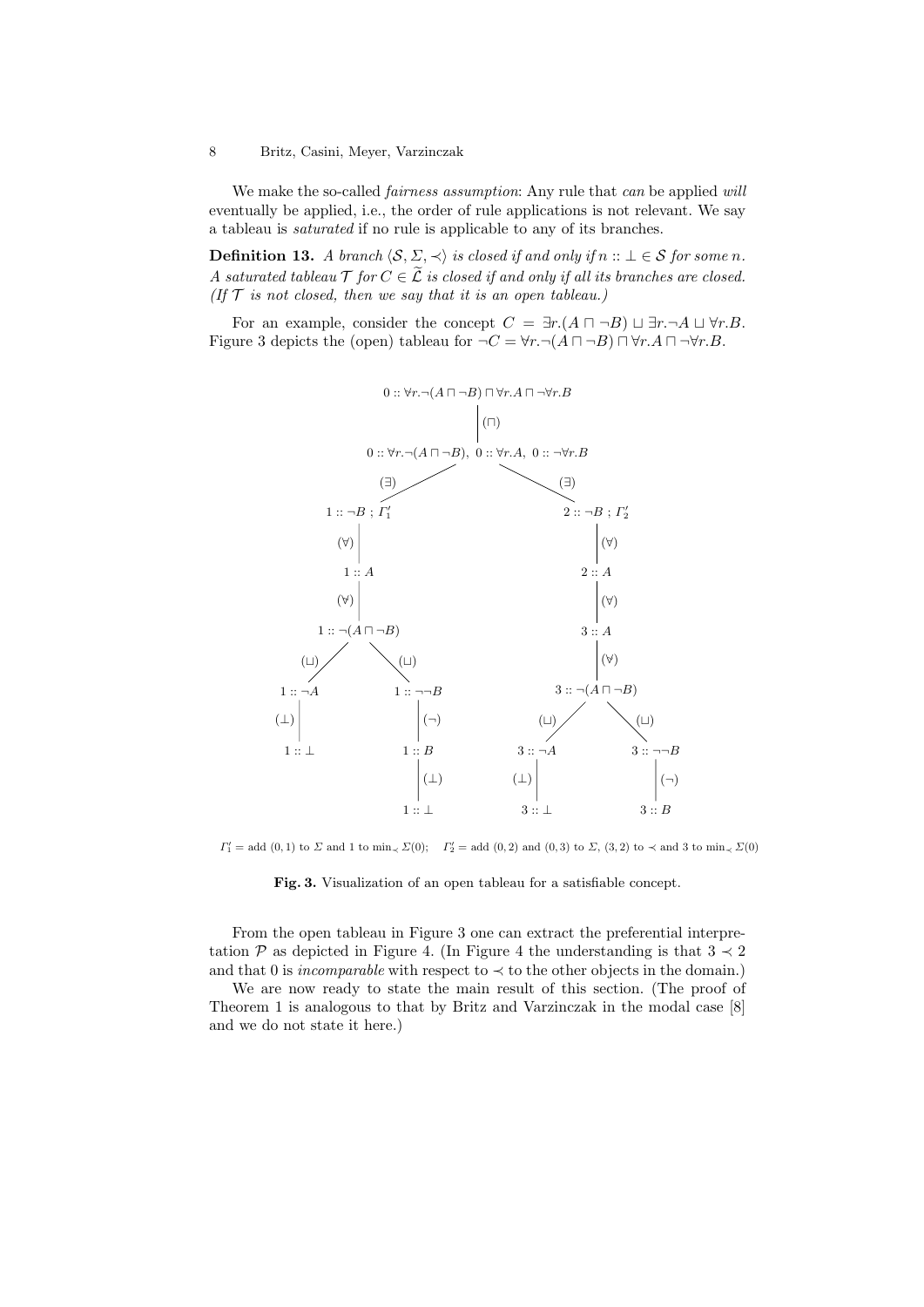We make the so-called *fairness assumption*: Any rule that *can* be applied *will* eventually be applied, i.e., the order of rule applications is not relevant. We say a tableau is *saturated* if no rule is applicable to any of its branches.

**Definition 13.** *A branch $\langle \mathcal{S}, \Sigma, \prec \rangle$ is closed if and only if $n :: \bot \in \mathcal{S}$ for some $n$. A saturated tableau $\mathcal{T}$ for $C \in \widetilde{\mathcal{L}}$ is closed if and only if all its branches are closed. (If $\mathcal{T}$ is not closed, then we say that it is an open tableau.)*

For an example, consider the concept $C = \exists r.(A \sqcap \neg B) \sqcup \exists r.\neg A \sqcup \forall r.B$. Figure 3 depicts the (open) tableau for $\neg C = \forall r.\neg(A \sqcap \neg B) \sqcap \forall r.A \sqcap \neg\forall r.B$.

$0 :: \forall r.\neg(A \sqcap \neg B) \sqcap \forall r.A \sqcap \neg\forall r.B$

$(\sqcap)$

$0 :: \forall r.\neg(A \sqcap \neg B),\ 0 :: \forall r.A,\ 0 :: \neg\forall r.B$

Left branch $(\exists)$: $1 :: \neg B\ ;\ \Gamma'_1$; $(\forall)$ $1 :: A$; $(\forall)$ $1 :: \neg(A \sqcap \neg B)$; $(\sqcup)$ $1 :: \neg A$, $(\bot)$ $1 :: \bot$; $(\sqcup)$ $1 :: \neg\neg B$, $(\neg)$ $1 :: B$, $(\bot)$ $1 :: \bot$

Right branch $(\exists)$: $2 :: \neg B\ ;\ \Gamma'_2$; $(\forall)$ $2 :: A$; $(\forall)$ $3 :: A$; $(\forall)$ $3 :: \neg(A \sqcap \neg B)$; $(\sqcup)$ $3 :: \neg A$, $(\bot)$ $3 :: \bot$; $(\sqcup)$ $3 :: \neg\neg B$, $(\neg)$ $3 :: B$

$\Gamma'_1$ = add $(0, 1)$ to $\Sigma$ and 1 to $\min_{\prec} \Sigma(0)$; $\quad \Gamma'_2$ = add $(0, 2)$ and $(0, 3)$ to $\Sigma$, $(3, 2)$ to $\prec$ and 3 to $\min_{\prec} \Sigma(0)$

**Fig. 3.** Visualization of an open tableau for a satisfiable concept.

From the open tableau in Figure 3 one can extract the preferential interpretation $\mathcal{P}$ as depicted in Figure 4. (In Figure 4 the understanding is that $3 \prec 2$ and that 0 is *incomparable* with respect to $\prec$ to the other objects in the domain.)

We are now ready to state the main result of this section. (The proof of Theorem 1 is analogous to that by Britz and Varzinczak in the modal case [8] and we do not state it here.)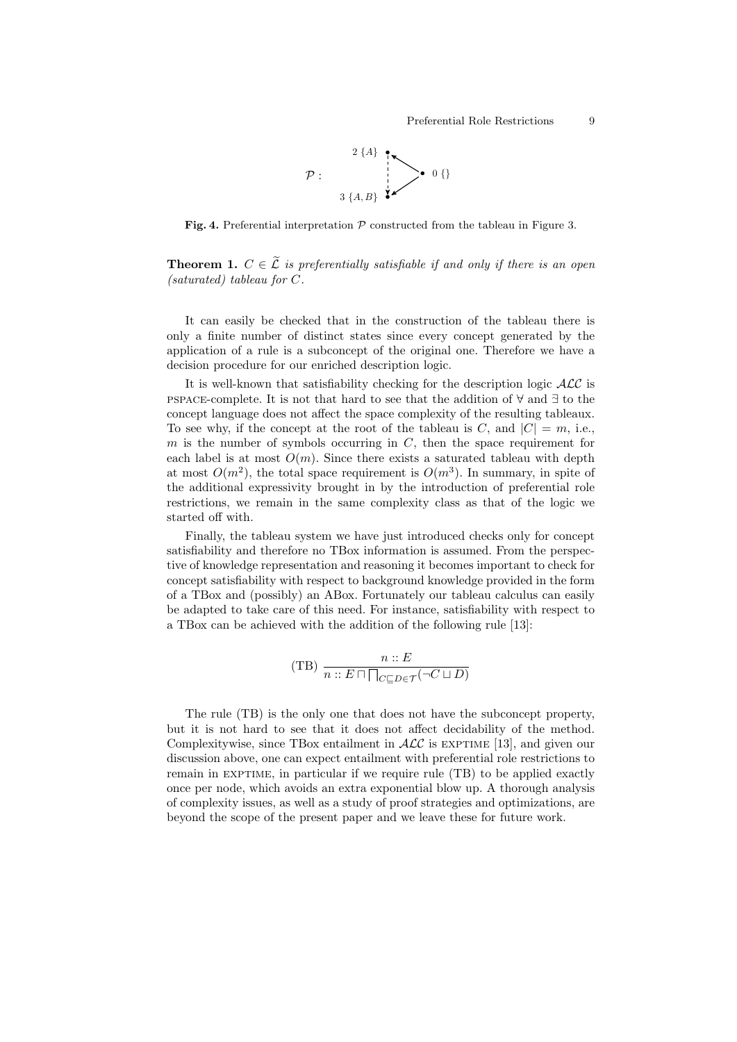**Fig. 4.** Preferential interpretation $\mathcal{P}$ constructed from the tableau in Figure 3.

**Theorem 1.** *$C \in \widetilde{\mathcal{L}}$ is preferentially satisfiable if and only if there is an open (saturated) tableau for $C$.*

It can easily be checked that in the construction of the tableau there is only a finite number of distinct states since every concept generated by the application of a rule is a subconcept of the original one. Therefore we have a decision procedure for our enriched description logic.

It is well-known that satisfiability checking for the description logic $\mathcal{ALC}$ is PSPACE-complete. It is not that hard to see that the addition of $\forall$ and $\exists$ to the concept language does not affect the space complexity of the resulting tableaux. To see why, if the concept at the root of the tableau is $C$, and $|C| = m$, i.e., $m$ is the number of symbols occurring in $C$, then the space requirement for each label is at most $O(m)$. Since there exists a saturated tableau with depth at most $O(m^2)$, the total space requirement is $O(m^3)$. In summary, in spite of the additional expressivity brought in by the introduction of preferential role restrictions, we remain in the same complexity class as that of the logic we started off with.

Finally, the tableau system we have just introduced checks only for concept satisfiability and therefore no TBox information is assumed. From the perspective of knowledge representation and reasoning it becomes important to check for concept satisfiability with respect to background knowledge provided in the form of a TBox and (possibly) an ABox. Fortunately our tableau calculus can easily be adapted to take care of this need. For instance, satisfiability with respect to a TBox can be achieved with the addition of the following rule [13]:

$$(\text{TB}) \ \frac{n :: E}{n :: E \sqcap \bigsqcap_{C \sqsubseteq D \in \mathcal{T}} (\neg C \sqcup D)}$$

The rule (TB) is the only one that does not have the subconcept property, but it is not hard to see that it does not affect decidability of the method. Complexitywise, since TBox entailment in $\mathcal{ALC}$ is EXPTIME [13], and given our discussion above, one can expect entailment with preferential role restrictions to remain in EXPTIME, in particular if we require rule (TB) to be applied exactly once per node, which avoids an extra exponential blow up. A thorough analysis of complexity issues, as well as a study of proof strategies and optimizations, are beyond the scope of the present paper and we leave these for future work.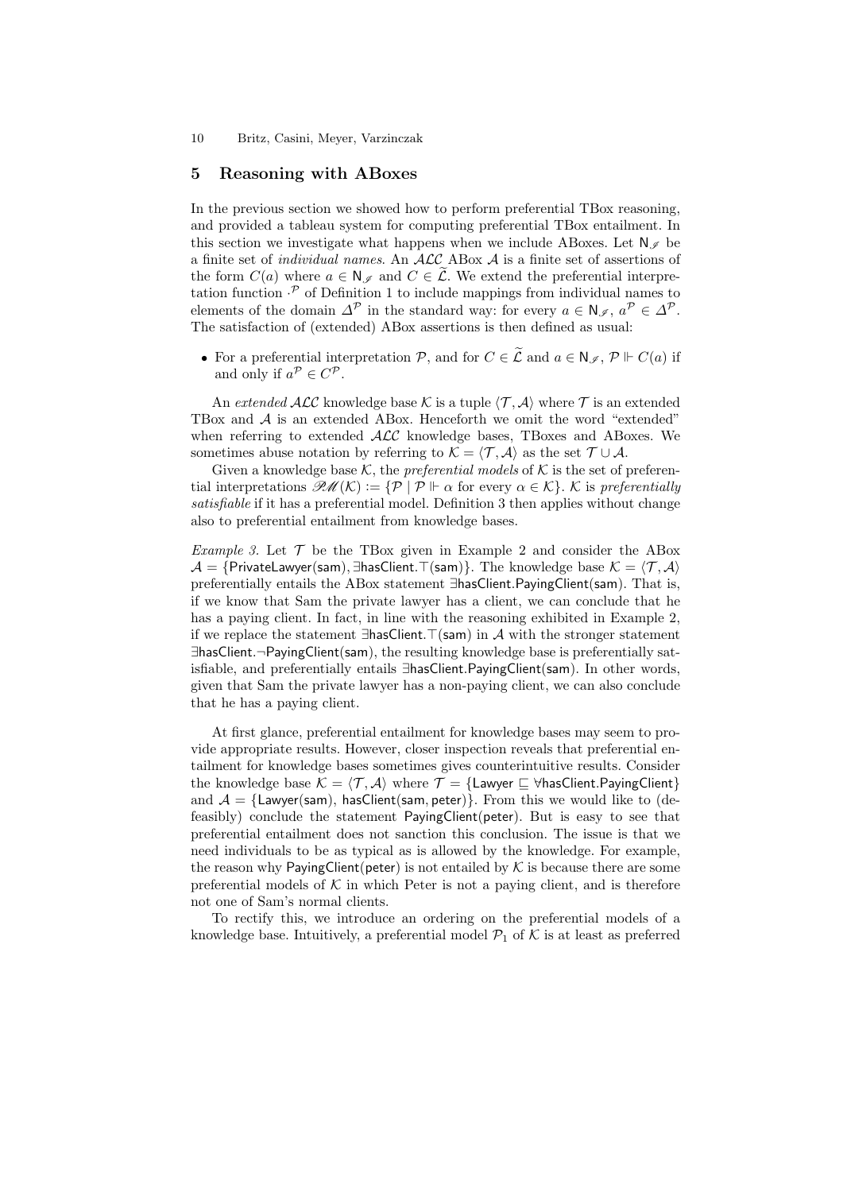## 5 Reasoning with ABoxes

In the previous section we showed how to perform preferential TBox reasoning, and provided a tableau system for computing preferential TBox entailment. In this section we investigate what happens when we include ABoxes. Let $\mathsf{N}_{\mathscr{I}}$ be a finite set of *individual names*. An $\mathcal{ALC}$ ABox $\mathcal{A}$ is a finite set of assertions of the form $C(a)$ where $a \in \mathsf{N}_{\mathscr{I}}$ and $C \in \widetilde{\mathcal{L}}$. We extend the preferential interpretation function $\cdot^{\mathcal{P}}$ of Definition 1 to include mappings from individual names to elements of the domain $\Delta^{\mathcal{P}}$ in the standard way: for every $a \in \mathsf{N}_{\mathscr{I}}$, $a^{\mathcal{P}} \in \Delta^{\mathcal{P}}$. The satisfaction of (extended) ABox assertions is then defined as usual:

- For a preferential interpretation $\mathcal{P}$, and for $C \in \widetilde{\mathcal{L}}$ and $a \in \mathsf{N}_{\mathscr{I}}$, $\mathcal{P} \Vdash C(a)$ if and only if $a^{\mathcal{P}} \in C^{\mathcal{P}}$.

An *extended* $\mathcal{ALC}$ knowledge base $\mathcal{K}$ is a tuple $\langle \mathcal{T}, \mathcal{A} \rangle$ where $\mathcal{T}$ is an extended TBox and $\mathcal{A}$ is an extended ABox. Henceforth we omit the word "extended" when referring to extended $\mathcal{ALC}$ knowledge bases, TBoxes and ABoxes. We sometimes abuse notation by referring to $\mathcal{K} = \langle \mathcal{T}, \mathcal{A} \rangle$ as the set $\mathcal{T} \cup \mathcal{A}$.

Given a knowledge base $\mathcal{K}$, the *preferential models* of $\mathcal{K}$ is the set of preferential interpretations $\mathscr{PM}(\mathcal{K}) := \{\mathcal{P} \mid \mathcal{P} \Vdash \alpha \text{ for every } \alpha \in \mathcal{K}\}$. $\mathcal{K}$ is *preferentially satisfiable* if it has a preferential model. Definition 3 then applies without change also to preferential entailment from knowledge bases.

*Example 3.* Let $\mathcal{T}$ be the TBox given in Example 2 and consider the ABox $\mathcal{A} = \{\mathsf{PrivateLawyer}(\mathsf{sam}), \exists \mathsf{hasClient}.\top(\mathsf{sam})\}$. The knowledge base $\mathcal{K} = \langle \mathcal{T}, \mathcal{A} \rangle$ preferentially entails the ABox statement $\exists \mathsf{hasClient}.\mathsf{PayingClient}(\mathsf{sam})$. That is, if we know that Sam the private lawyer has a client, we can conclude that he has a paying client. In fact, in line with the reasoning exhibited in Example 2, if we replace the statement $\exists \mathsf{hasClient}.\top(\mathsf{sam})$ in $\mathcal{A}$ with the stronger statement $\exists \mathsf{hasClient}.\neg\mathsf{PayingClient}(\mathsf{sam})$, the resulting knowledge base is preferentially satisfiable, and preferentially entails $\exists \mathsf{hasClient}.\mathsf{PayingClient}(\mathsf{sam})$. In other words, given that Sam the private lawyer has a non-paying client, we can also conclude that he has a paying client.

At first glance, preferential entailment for knowledge bases may seem to provide appropriate results. However, closer inspection reveals that preferential entailment for knowledge bases sometimes gives counterintuitive results. Consider the knowledge base $\mathcal{K} = \langle \mathcal{T}, \mathcal{A} \rangle$ where $\mathcal{T} = \{\mathsf{Lawyer} \sqsubseteq \forall \mathsf{hasClient}.\mathsf{PayingClient}\}$ and $\mathcal{A} = \{\mathsf{Lawyer}(\mathsf{sam}), \mathsf{hasClient}(\mathsf{sam}, \mathsf{peter})\}$. From this we would like to (defeasibly) conclude the statement $\mathsf{PayingClient}(\mathsf{peter})$. But is easy to see that preferential entailment does not sanction this conclusion. The issue is that we need individuals to be as typical as is allowed by the knowledge. For example, the reason why $\mathsf{PayingClient}(\mathsf{peter})$ is not entailed by $\mathcal{K}$ is because there are some preferential models of $\mathcal{K}$ in which Peter is not a paying client, and is therefore not one of Sam's normal clients.

To rectify this, we introduce an ordering on the preferential models of a knowledge base. Intuitively, a preferential model $\mathcal{P}_1$ of $\mathcal{K}$ is at least as preferred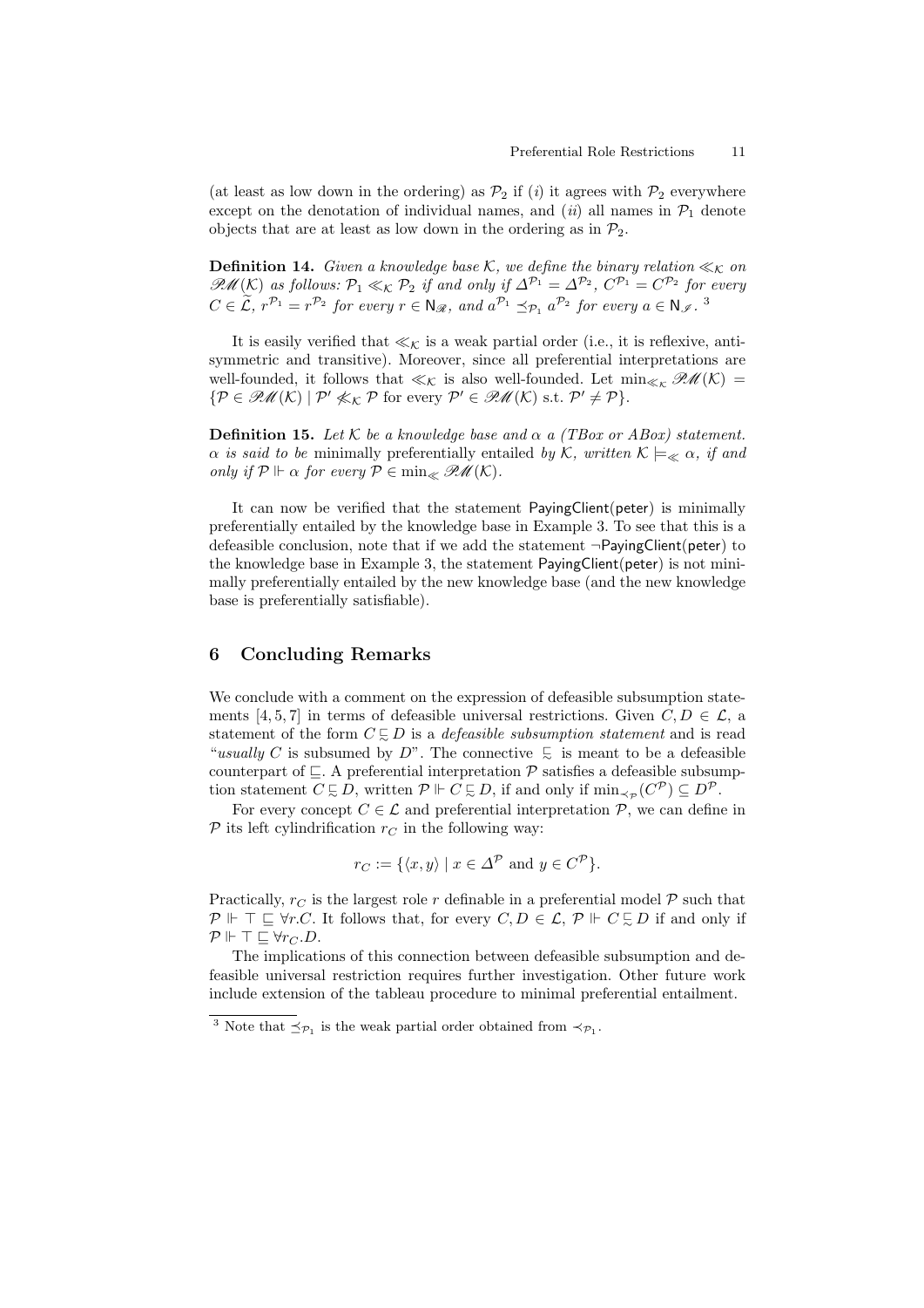(at least as low down in the ordering) as $\mathcal{P}_2$ if ($i$) it agrees with $\mathcal{P}_2$ everywhere except on the denotation of individual names, and ($ii$) all names in $\mathcal{P}_1$ denote objects that are at least as low down in the ordering as in $\mathcal{P}_2$.

**Definition 14.** *Given a knowledge base $\mathcal{K}$, we define the binary relation $\ll_{\mathcal{K}}$ on $\mathscr{PM}(\mathcal{K})$ as follows: $\mathcal{P}_1 \ll_{\mathcal{K}} \mathcal{P}_2$ if and only if $\Delta^{\mathcal{P}_1} = \Delta^{\mathcal{P}_2}$, $C^{\mathcal{P}_1} = C^{\mathcal{P}_2}$ for every $C \in \widetilde{\mathcal{L}}$, $r^{\mathcal{P}_1} = r^{\mathcal{P}_2}$ for every $r \in \mathsf{N}_{\mathscr{R}}$, and $a^{\mathcal{P}_1} \preceq_{\mathcal{P}_1} a^{\mathcal{P}_2}$ for every $a \in \mathsf{N}_{\mathscr{I}}$.* [3]

It is easily verified that $\ll_{\mathcal{K}}$ is a weak partial order (i.e., it is reflexive, antisymmetric and transitive). Moreover, since all preferential interpretations are well-founded, it follows that $\ll_{\mathcal{K}}$ is also well-founded. Let $\min_{\ll_{\mathcal{K}}} \mathscr{PM}(\mathcal{K}) = \{\mathcal{P} \in \mathscr{PM}(\mathcal{K}) \mid \mathcal{P}' \not\ll_{\mathcal{K}} \mathcal{P}$ for every $\mathcal{P}' \in \mathscr{PM}(\mathcal{K})$ s.t. $\mathcal{P}' \neq \mathcal{P}\}$.

**Definition 15.** *Let $\mathcal{K}$ be a knowledge base and $\alpha$ a (TBox or ABox) statement. $\alpha$ is said to be* minimally preferentially entailed *by $\mathcal{K}$, written $\mathcal{K} \models_{\ll} \alpha$, if and only if $\mathcal{P} \Vdash \alpha$ for every $\mathcal{P} \in \min_{\ll} \mathscr{PM}(\mathcal{K})$.*

It can now be verified that the statement $\mathsf{PayingClient}(\mathsf{peter})$ is minimally preferentially entailed by the knowledge base in Example 3. To see that this is a defeasible conclusion, note that if we add the statement $\neg\mathsf{PayingClient}(\mathsf{peter})$ to the knowledge base in Example 3, the statement $\mathsf{PayingClient}(\mathsf{peter})$ is not minimally preferentially entailed by the new knowledge base (and the new knowledge base is preferentially satisfiable).

## 6 Concluding Remarks

We conclude with a comment on the expression of defeasible subsumption statements [4, 5, 7] in terms of defeasible universal restrictions. Given $C, D \in \mathcal{L}$, a statement of the form $C \sqsubsim D$ is a *defeasible subsumption statement* and is read "*usually* $C$ is subsumed by $D$". The connective $\sqsubsim$ is meant to be a defeasible counterpart of $\sqsubseteq$. A preferential interpretation $\mathcal{P}$ satisfies a defeasible subsumption statement $C \sqsubsim D$, written $\mathcal{P} \Vdash C \sqsubsim D$, if and only if $\min_{\prec_{\mathcal{P}}}(C^{\mathcal{P}}) \subseteq D^{\mathcal{P}}$.

For every concept $C \in \mathcal{L}$ and preferential interpretation $\mathcal{P}$, we can define in $\mathcal{P}$ its left cylindrification $r_C$ in the following way:

$$r_C := \{\langle x, y\rangle \mid x \in \Delta^{\mathcal{P}} \text{ and } y \in C^{\mathcal{P}}\}.$$

Practically, $r_C$ is the largest role $r$ definable in a preferential model $\mathcal{P}$ such that $\mathcal{P} \Vdash \top \sqsubseteq \forall r.C$. It follows that, for every $C, D \in \mathcal{L}$, $\mathcal{P} \Vdash C \sqsubsim D$ if and only if $\mathcal{P} \Vdash \top \sqsubseteq \forall r_C.D$.

The implications of this connection between defeasible subsumption and defeasible universal restriction requires further investigation. Other future work include extension of the tableau procedure to minimal preferential entailment.

[3] Note that $\preceq_{\mathcal{P}_1}$ is the weak partial order obtained from $\prec_{\mathcal{P}_1}$.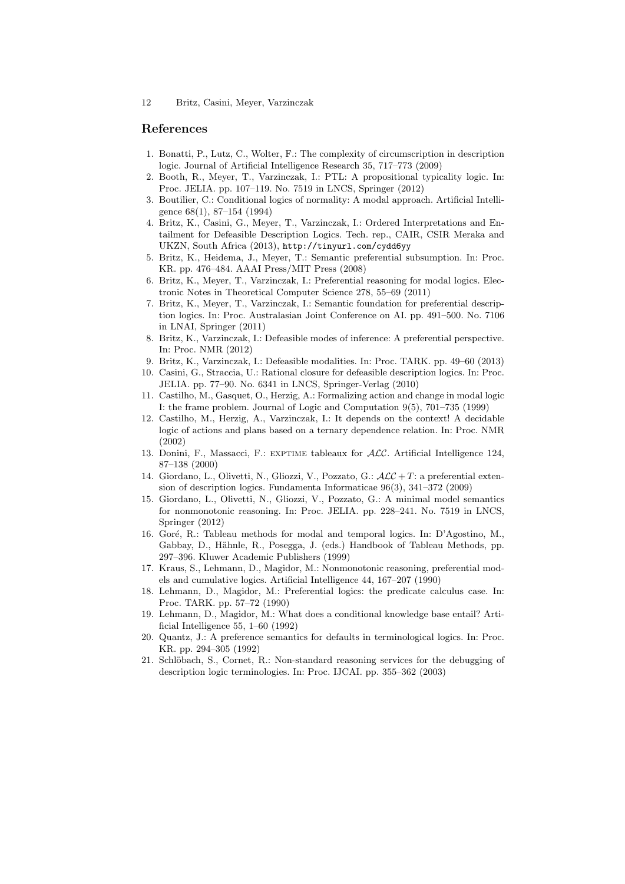## References

1. Bonatti, P., Lutz, C., Wolter, F.: The complexity of circumscription in description logic. Journal of Artificial Intelligence Research 35, 717–773 (2009)
2. Booth, R., Meyer, T., Varzinczak, I.: PTL: A propositional typicality logic. In: Proc. JELIA. pp. 107–119. No. 7519 in LNCS, Springer (2012)
3. Boutilier, C.: Conditional logics of normality: A modal approach. Artificial Intelligence 68(1), 87–154 (1994)
4. Britz, K., Casini, G., Meyer, T., Varzinczak, I.: Ordered Interpretations and Entailment for Defeasible Description Logics. Tech. rep., CAIR, CSIR Meraka and UKZN, South Africa (2013), `http://tinyurl.com/cydd6yy`
5. Britz, K., Heidema, J., Meyer, T.: Semantic preferential subsumption. In: Proc. KR. pp. 476–484. AAAI Press/MIT Press (2008)
6. Britz, K., Meyer, T., Varzinczak, I.: Preferential reasoning for modal logics. Electronic Notes in Theoretical Computer Science 278, 55–69 (2011)
7. Britz, K., Meyer, T., Varzinczak, I.: Semantic foundation for preferential description logics. In: Proc. Australasian Joint Conference on AI. pp. 491–500. No. 7106 in LNAI, Springer (2011)
8. Britz, K., Varzinczak, I.: Defeasible modes of inference: A preferential perspective. In: Proc. NMR (2012)
9. Britz, K., Varzinczak, I.: Defeasible modalities. In: Proc. TARK. pp. 49–60 (2013)
10. Casini, G., Straccia, U.: Rational closure for defeasible description logics. In: Proc. JELIA. pp. 77–90. No. 6341 in LNCS, Springer-Verlag (2010)
11. Castilho, M., Gasquet, O., Herzig, A.: Formalizing action and change in modal logic I: the frame problem. Journal of Logic and Computation 9(5), 701–735 (1999)
12. Castilho, M., Herzig, A., Varzinczak, I.: It depends on the context! A decidable logic of actions and plans based on a ternary dependence relation. In: Proc. NMR (2002)
13. Donini, F., Massacci, F.: EXPTIME tableaux for $\mathcal{ALC}$. Artificial Intelligence 124, 87–138 (2000)
14. Giordano, L., Olivetti, N., Gliozzi, V., Pozzato, G.: $\mathcal{ALC} + T$: a preferential extension of description logics. Fundamenta Informaticae 96(3), 341–372 (2009)
15. Giordano, L., Olivetti, N., Gliozzi, V., Pozzato, G.: A minimal model semantics for nonmonotonic reasoning. In: Proc. JELIA. pp. 228–241. No. 7519 in LNCS, Springer (2012)
16. Goré, R.: Tableau methods for modal and temporal logics. In: D'Agostino, M., Gabbay, D., Hähnle, R., Posegga, J. (eds.) Handbook of Tableau Methods, pp. 297–396. Kluwer Academic Publishers (1999)
17. Kraus, S., Lehmann, D., Magidor, M.: Nonmonotonic reasoning, preferential models and cumulative logics. Artificial Intelligence 44, 167–207 (1990)
18. Lehmann, D., Magidor, M.: Preferential logics: the predicate calculus case. In: Proc. TARK. pp. 57–72 (1990)
19. Lehmann, D., Magidor, M.: What does a conditional knowledge base entail? Artificial Intelligence 55, 1–60 (1992)
20. Quantz, J.: A preference semantics for defaults in terminological logics. In: Proc. KR. pp. 294–305 (1992)
21. Schlöbach, S., Cornet, R.: Non-standard reasoning services for the debugging of description logic terminologies. In: Proc. IJCAI. pp. 355–362 (2003)